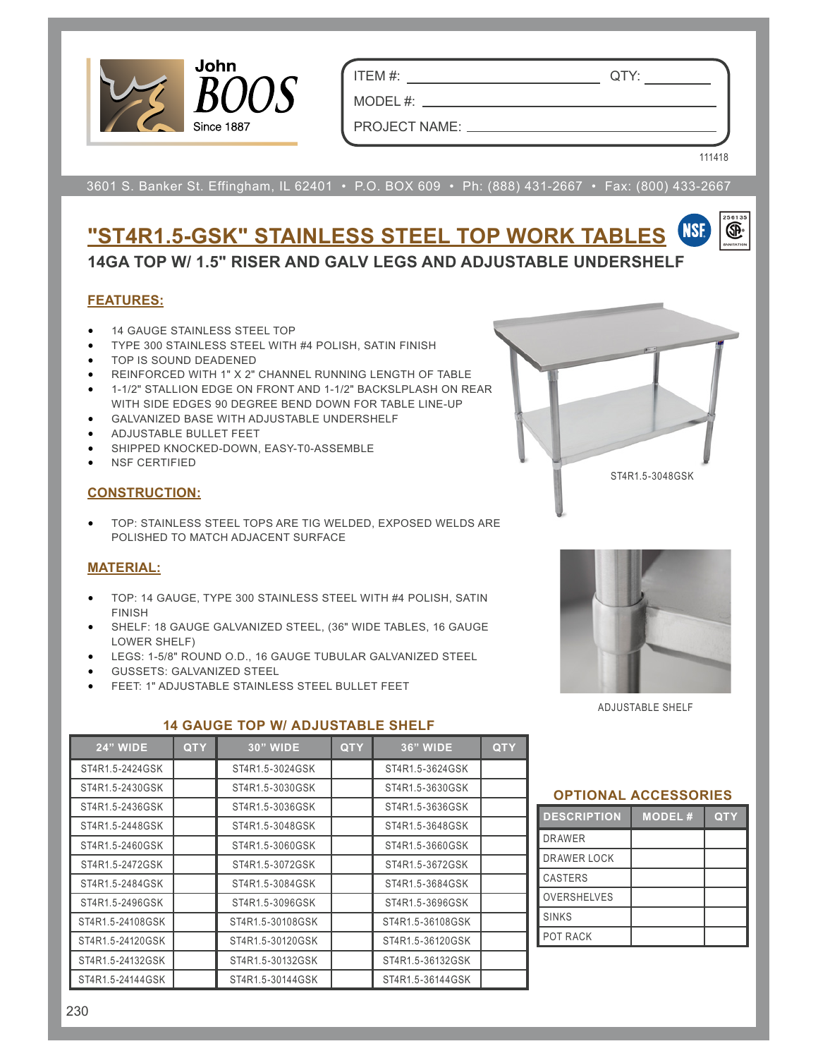John BOOS Since 1887

ITEM #: ______________ QTY: ________

MODEL #: ______________________

PROJECT NAME: ______________________

111418

3601 S. Banker St. Effingham, IL 62401 • P.O. BOX 609 • Ph: (888) 431-2667 • Fax: (800) 433-2667

# "ST4R1.5-GSK" STAINLESS STEEL TOP WORK TABLES

## 14GA TOP W/ 1.5" RISER AND GALV LEGS AND ADJUSTABLE UNDERSHELF

### FEATURES:

- 14 GAUGE STAINLESS STEEL TOP
- TYPE 300 STAINLESS STEEL WITH #4 POLISH, SATIN FINISH
- TOP IS SOUND DEADENED
- REINFORCED WITH 1" X 2" CHANNEL RUNNING LENGTH OF TABLE
- 1-1/2" STALLION EDGE ON FRONT AND 1-1/2" BACKSLPLASH ON REAR WITH SIDE EDGES 90 DEGREE BEND DOWN FOR TABLE LINE-UP
- GALVANIZED BASE WITH ADJUSTABLE UNDERSHELF
- ADJUSTABLE BULLET FEET
- SHIPPED KNOCKED-DOWN, EASY-T0-ASSEMBLE
- NSF CERTIFIED

ST4R1.5-3048GSK

### CONSTRUCTION:

- TOP: STAINLESS STEEL TOPS ARE TIG WELDED, EXPOSED WELDS ARE POLISHED TO MATCH ADJACENT SURFACE

### MATERIAL:

- TOP: 14 GAUGE, TYPE 300 STAINLESS STEEL WITH #4 POLISH, SATIN FINISH
- SHELF: 18 GAUGE GALVANIZED STEEL, (36" WIDE TABLES, 16 GAUGE LOWER SHELF)
- LEGS: 1-5/8" ROUND O.D., 16 GAUGE TUBULAR GALVANIZED STEEL
- GUSSETS: GALVANIZED STEEL
- FEET: 1" ADJUSTABLE STAINLESS STEEL BULLET FEET

ADJUSTABLE SHELF

### 14 GAUGE TOP W/ ADJUSTABLE SHELF

| 24" WIDE | QTY | 30" WIDE | QTY | 36" WIDE | QTY |
|---|---|---|---|---|---|
| ST4R1.5-2424GSK | | ST4R1.5-3024GSK | | ST4R1.5-3624GSK | |
| ST4R1.5-2430GSK | | ST4R1.5-3030GSK | | ST4R1.5-3630GSK | |
| ST4R1.5-2436GSK | | ST4R1.5-3036GSK | | ST4R1.5-3636GSK | |
| ST4R1.5-2448GSK | | ST4R1.5-3048GSK | | ST4R1.5-3648GSK | |
| ST4R1.5-2460GSK | | ST4R1.5-3060GSK | | ST4R1.5-3660GSK | |
| ST4R1.5-2472GSK | | ST4R1.5-3072GSK | | ST4R1.5-3672GSK | |
| ST4R1.5-2484GSK | | ST4R1.5-3084GSK | | ST4R1.5-3684GSK | |
| ST4R1.5-2496GSK | | ST4R1.5-3096GSK | | ST4R1.5-3696GSK | |
| ST4R1.5-24108GSK | | ST4R1.5-30108GSK | | ST4R1.5-36108GSK | |
| ST4R1.5-24120GSK | | ST4R1.5-30120GSK | | ST4R1.5-36120GSK | |
| ST4R1.5-24132GSK | | ST4R1.5-30132GSK | | ST4R1.5-36132GSK | |
| ST4R1.5-24144GSK | | ST4R1.5-30144GSK | | ST4R1.5-36144GSK | |

### OPTIONAL ACCESSORIES

| DESCRIPTION | MODEL # | QTY |
|---|---|---|
| DRAWER | | |
| DRAWER LOCK | | |
| CASTERS | | |
| OVERSHELVES | | |
| SINKS | | |
| POT RACK | | |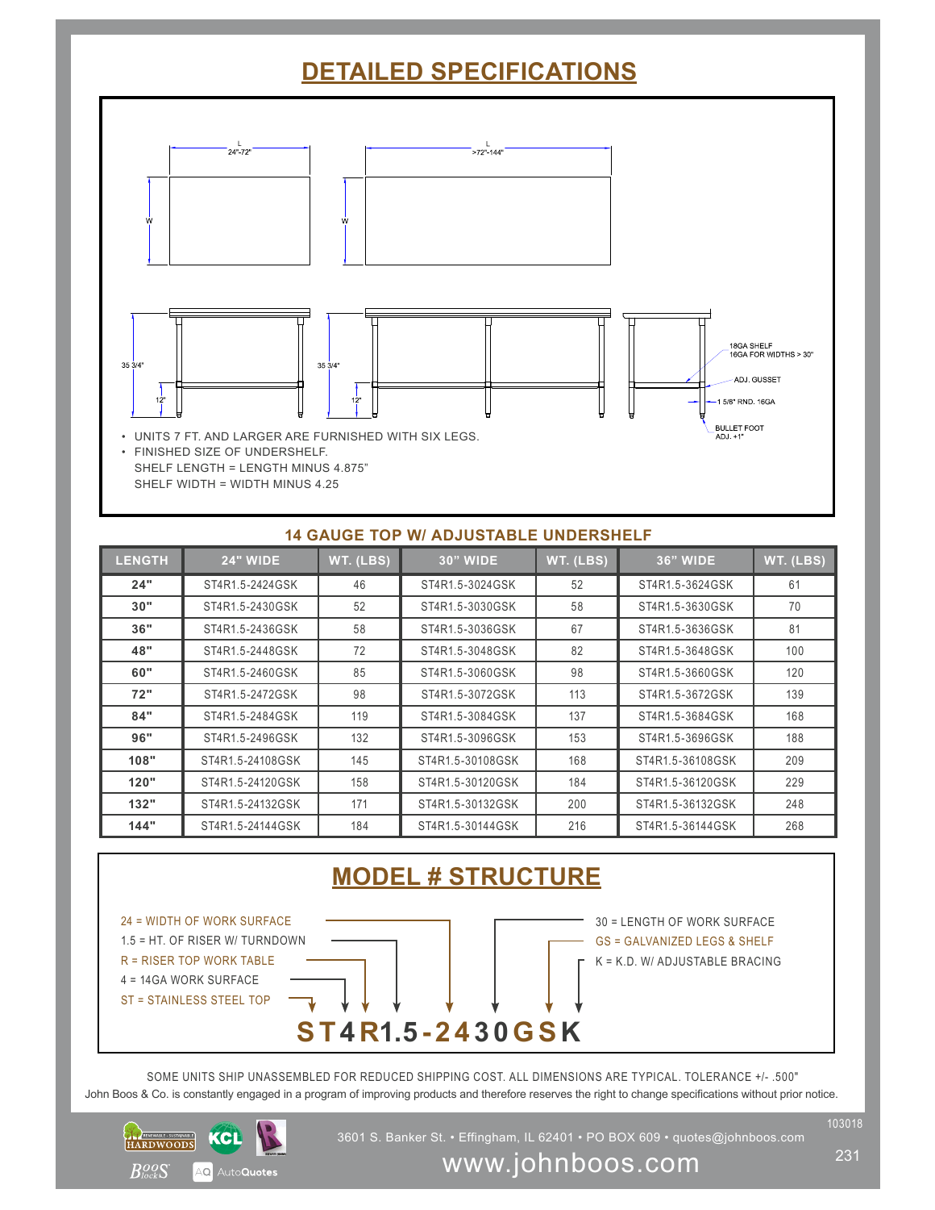# DETAILED SPECIFICATIONS

L 24"-72"

L >72"-144"

W

W

35 3/4"

12"

35 3/4"

12"

18GA SHELF
16GA FOR WIDTHS > 30"

ADJ. GUSSET

1 5/8" RND. 16GA

BULLET FOOT
ADJ. +1"

- UNITS 7 FT. AND LARGER ARE FURNISHED WITH SIX LEGS.
- FINISHED SIZE OF UNDERSHELF.
  SHELF LENGTH = LENGTH MINUS 4.875"
  SHELF WIDTH = WIDTH MINUS 4.25

### 14 GAUGE TOP W/ ADJUSTABLE UNDERSHELF

| LENGTH | 24" WIDE | WT. (LBS) | 30" WIDE | WT. (LBS) | 36" WIDE | WT. (LBS) |
|---|---|---|---|---|---|---|
| 24" | ST4R1.5-2424GSK | 46 | ST4R1.5-3024GSK | 52 | ST4R1.5-3624GSK | 61 |
| 30" | ST4R1.5-2430GSK | 52 | ST4R1.5-3030GSK | 58 | ST4R1.5-3630GSK | 70 |
| 36" | ST4R1.5-2436GSK | 58 | ST4R1.5-3036GSK | 67 | ST4R1.5-3636GSK | 81 |
| 48" | ST4R1.5-2448GSK | 72 | ST4R1.5-3048GSK | 82 | ST4R1.5-3648GSK | 100 |
| 60" | ST4R1.5-2460GSK | 85 | ST4R1.5-3060GSK | 98 | ST4R1.5-3660GSK | 120 |
| 72" | ST4R1.5-2472GSK | 98 | ST4R1.5-3072GSK | 113 | ST4R1.5-3672GSK | 139 |
| 84" | ST4R1.5-2484GSK | 119 | ST4R1.5-3084GSK | 137 | ST4R1.5-3684GSK | 168 |
| 96" | ST4R1.5-2496GSK | 132 | ST4R1.5-3096GSK | 153 | ST4R1.5-3696GSK | 188 |
| 108" | ST4R1.5-24108GSK | 145 | ST4R1.5-30108GSK | 168 | ST4R1.5-36108GSK | 209 |
| 120" | ST4R1.5-24120GSK | 158 | ST4R1.5-30120GSK | 184 | ST4R1.5-36120GSK | 229 |
| 132" | ST4R1.5-24132GSK | 171 | ST4R1.5-30132GSK | 200 | ST4R1.5-36132GSK | 248 |
| 144" | ST4R1.5-24144GSK | 184 | ST4R1.5-30144GSK | 216 | ST4R1.5-36144GSK | 268 |

# MODEL # STRUCTURE

24 = WIDTH OF WORK SURFACE
1.5 = HT. OF RISER W/ TURNDOWN
R = RISER TOP WORK TABLE
4 = 14GA WORK SURFACE
ST = STAINLESS STEEL TOP

30 = LENGTH OF WORK SURFACE
GS = GALVANIZED LEGS & SHELF
K = K.D. W/ ADJUSTABLE BRACING

**ST4R1.5-2430GSK**

SOME UNITS SHIP UNASSEMBLED FOR REDUCED SHIPPING COST. ALL DIMENSIONS ARE TYPICAL. TOLERANCE +/- .500"

John Boos & Co. is constantly engaged in a program of improving products and therefore reserves the right to change specifications without prior notice.

3601 S. Banker St. • Effingham, IL 62401 • PO BOX 609 • quotes@johnboos.com

www.johnboos.com

103018